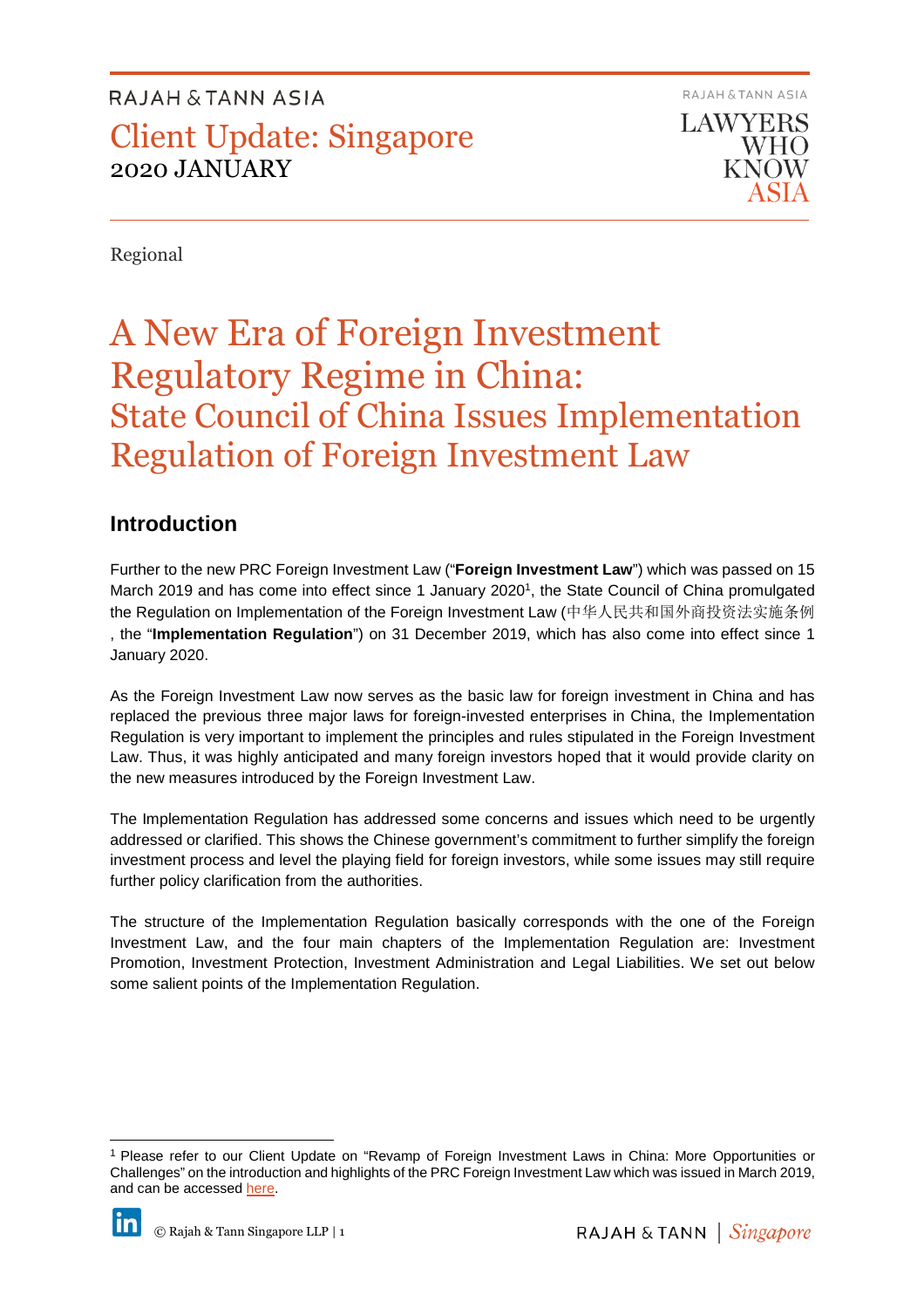RAJAH & TANN ASIA

Client Update: Singapore
2020 JANUARY

Regional

# A New Era of Foreign Investment Regulatory Regime in China: State Council of China Issues Implementation Regulation of Foreign Investment Law

## Introduction

Further to the new PRC Foreign Investment Law ("**Foreign Investment Law**") which was passed on 15 March 2019 and has come into effect since 1 January 2020[1], the State Council of China promulgated the Regulation on Implementation of the Foreign Investment Law (中华人民共和国外商投资法实施条例, the "**Implementation Regulation**") on 31 December 2019, which has also come into effect since 1 January 2020.

As the Foreign Investment Law now serves as the basic law for foreign investment in China and has replaced the previous three major laws for foreign-invested enterprises in China, the Implementation Regulation is very important to implement the principles and rules stipulated in the Foreign Investment Law. Thus, it was highly anticipated and many foreign investors hoped that it would provide clarity on the new measures introduced by the Foreign Investment Law.

The Implementation Regulation has addressed some concerns and issues which need to be urgently addressed or clarified. This shows the Chinese government's commitment to further simplify the foreign investment process and level the playing field for foreign investors, while some issues may still require further policy clarification from the authorities.

The structure of the Implementation Regulation basically corresponds with the one of the Foreign Investment Law, and the four main chapters of the Implementation Regulation are: Investment Promotion, Investment Protection, Investment Administration and Legal Liabilities. We set out below some salient points of the Implementation Regulation.

---

[1] Please refer to our Client Update on "Revamp of Foreign Investment Laws in China: More Opportunities or Challenges" on the introduction and highlights of the PRC Foreign Investment Law which was issued in March 2019, and can be accessed here.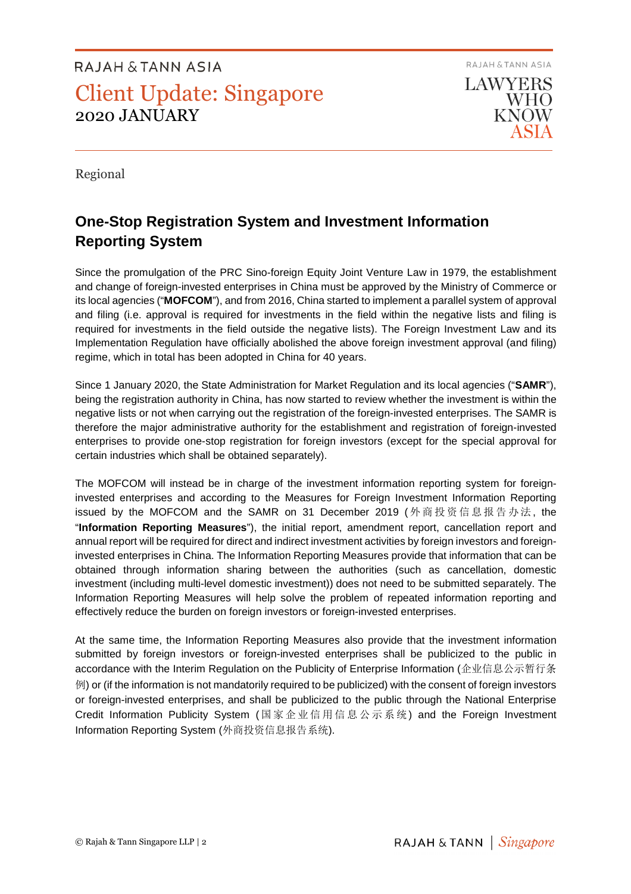Regional

## One-Stop Registration System and Investment Information Reporting System

Since the promulgation of the PRC Sino-foreign Equity Joint Venture Law in 1979, the establishment and change of foreign-invested enterprises in China must be approved by the Ministry of Commerce or its local agencies ("**MOFCOM**"), and from 2016, China started to implement a parallel system of approval and filing (i.e. approval is required for investments in the field within the negative lists and filing is required for investments in the field outside the negative lists). The Foreign Investment Law and its Implementation Regulation have officially abolished the above foreign investment approval (and filing) regime, which in total has been adopted in China for 40 years.

Since 1 January 2020, the State Administration for Market Regulation and its local agencies ("**SAMR**"), being the registration authority in China, has now started to review whether the investment is within the negative lists or not when carrying out the registration of the foreign-invested enterprises. The SAMR is therefore the major administrative authority for the establishment and registration of foreign-invested enterprises to provide one-stop registration for foreign investors (except for the special approval for certain industries which shall be obtained separately).

The MOFCOM will instead be in charge of the investment information reporting system for foreign-invested enterprises and according to the Measures for Foreign Investment Information Reporting issued by the MOFCOM and the SAMR on 31 December 2019 (外商投资信息报告办法, the "**Information Reporting Measures**"), the initial report, amendment report, cancellation report and annual report will be required for direct and indirect investment activities by foreign investors and foreign-invested enterprises in China. The Information Reporting Measures provide that information that can be obtained through information sharing between the authorities (such as cancellation, domestic investment (including multi-level domestic investment)) does not need to be submitted separately. The Information Reporting Measures will help solve the problem of repeated information reporting and effectively reduce the burden on foreign investors or foreign-invested enterprises.

At the same time, the Information Reporting Measures also provide that the investment information submitted by foreign investors or foreign-invested enterprises shall be publicized to the public in accordance with the Interim Regulation on the Publicity of Enterprise Information (企业信息公示暂行条例) or (if the information is not mandatorily required to be publicized) with the consent of foreign investors or foreign-invested enterprises, and shall be publicized to the public through the National Enterprise Credit Information Publicity System (国家企业信用信息公示系统) and the Foreign Investment Information Reporting System (外商投资信息报告系统).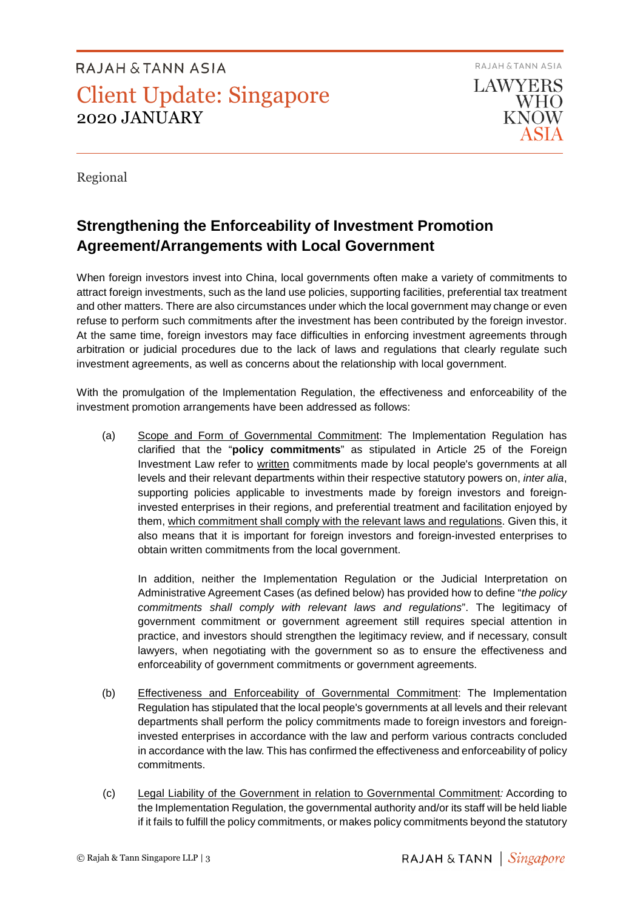Regional

## Strengthening the Enforceability of Investment Promotion Agreement/Arrangements with Local Government

When foreign investors invest into China, local governments often make a variety of commitments to attract foreign investments, such as the land use policies, supporting facilities, preferential tax treatment and other matters. There are also circumstances under which the local government may change or even refuse to perform such commitments after the investment has been contributed by the foreign investor. At the same time, foreign investors may face difficulties in enforcing investment agreements through arbitration or judicial procedures due to the lack of laws and regulations that clearly regulate such investment agreements, as well as concerns about the relationship with local government.

With the promulgation of the Implementation Regulation, the effectiveness and enforceability of the investment promotion arrangements have been addressed as follows:

(a) <u>Scope and Form of Governmental Commitment</u>: The Implementation Regulation has clarified that the "**policy commitments**" as stipulated in Article 25 of the Foreign Investment Law refer to <u>written</u> commitments made by local people's governments at all levels and their relevant departments within their respective statutory powers on, *inter alia*, supporting policies applicable to investments made by foreign investors and foreign-invested enterprises in their regions, and preferential treatment and facilitation enjoyed by them, <u>which commitment shall comply with the relevant laws and regulations</u>. Given this, it also means that it is important for foreign investors and foreign-invested enterprises to obtain written commitments from the local government.

In addition, neither the Implementation Regulation or the Judicial Interpretation on Administrative Agreement Cases (as defined below) has provided how to define "*the policy commitments shall comply with relevant laws and regulations*". The legitimacy of government commitment or government agreement still requires special attention in practice, and investors should strengthen the legitimacy review, and if necessary, consult lawyers, when negotiating with the government so as to ensure the effectiveness and enforceability of government commitments or government agreements.

(b) <u>Effectiveness and Enforceability of Governmental Commitment</u>: The Implementation Regulation has stipulated that the local people's governments at all levels and their relevant departments shall perform the policy commitments made to foreign investors and foreign-invested enterprises in accordance with the law and perform various contracts concluded in accordance with the law. This has confirmed the effectiveness and enforceability of policy commitments.

(c) <u>Legal Liability of the Government in relation to Governmental Commitment</u>*:* According to the Implementation Regulation, the governmental authority and/or its staff will be held liable if it fails to fulfill the policy commitments, or makes policy commitments beyond the statutory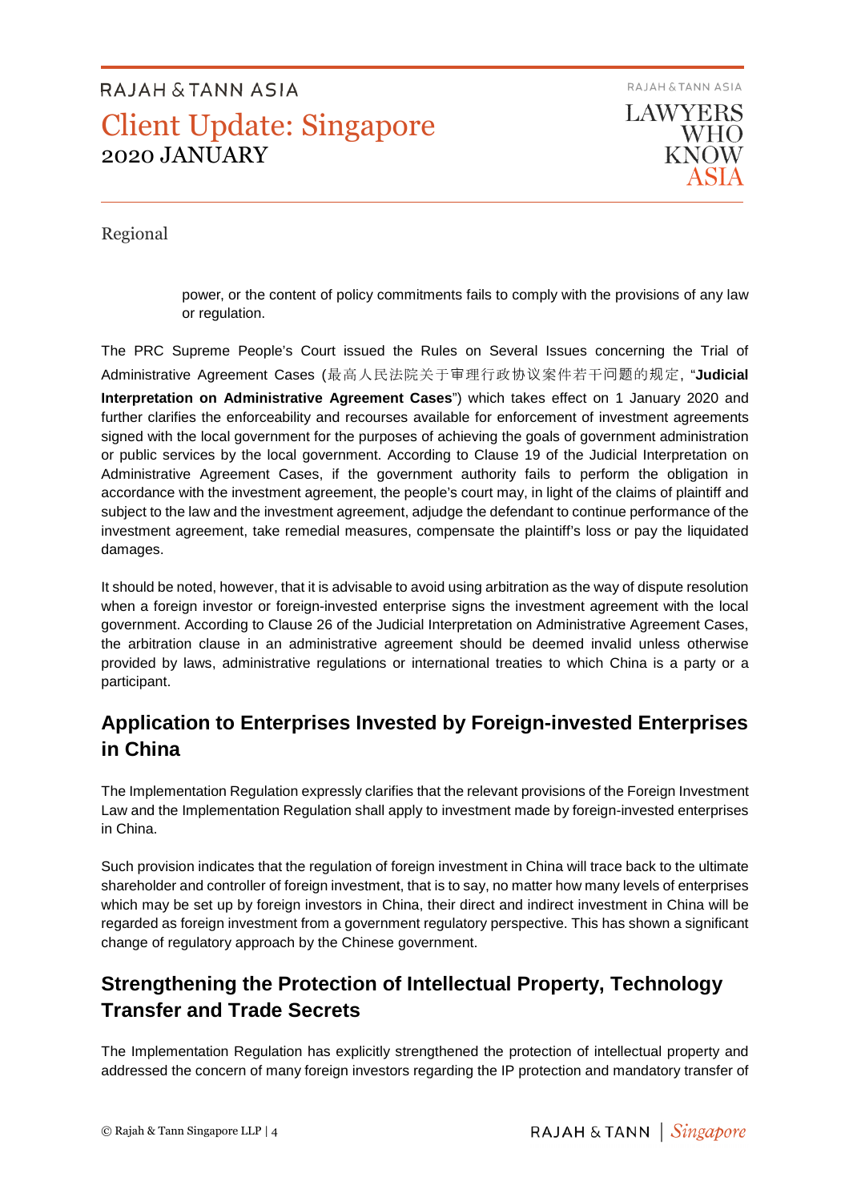power, or the content of policy commitments fails to comply with the provisions of any law or regulation.

The PRC Supreme People's Court issued the Rules on Several Issues concerning the Trial of Administrative Agreement Cases (最高人民法院关于审理行政协议案件若干问题的规定, "**Judicial Interpretation on Administrative Agreement Cases**") which takes effect on 1 January 2020 and further clarifies the enforceability and recourses available for enforcement of investment agreements signed with the local government for the purposes of achieving the goals of government administration or public services by the local government. According to Clause 19 of the Judicial Interpretation on Administrative Agreement Cases, if the government authority fails to perform the obligation in accordance with the investment agreement, the people's court may, in light of the claims of plaintiff and subject to the law and the investment agreement, adjudge the defendant to continue performance of the investment agreement, take remedial measures, compensate the plaintiff's loss or pay the liquidated damages.

It should be noted, however, that it is advisable to avoid using arbitration as the way of dispute resolution when a foreign investor or foreign-invested enterprise signs the investment agreement with the local government. According to Clause 26 of the Judicial Interpretation on Administrative Agreement Cases, the arbitration clause in an administrative agreement should be deemed invalid unless otherwise provided by laws, administrative regulations or international treaties to which China is a party or a participant.

## Application to Enterprises Invested by Foreign-invested Enterprises in China

The Implementation Regulation expressly clarifies that the relevant provisions of the Foreign Investment Law and the Implementation Regulation shall apply to investment made by foreign-invested enterprises in China.

Such provision indicates that the regulation of foreign investment in China will trace back to the ultimate shareholder and controller of foreign investment, that is to say, no matter how many levels of enterprises which may be set up by foreign investors in China, their direct and indirect investment in China will be regarded as foreign investment from a government regulatory perspective. This has shown a significant change of regulatory approach by the Chinese government.

## Strengthening the Protection of Intellectual Property, Technology Transfer and Trade Secrets

The Implementation Regulation has explicitly strengthened the protection of intellectual property and addressed the concern of many foreign investors regarding the IP protection and mandatory transfer of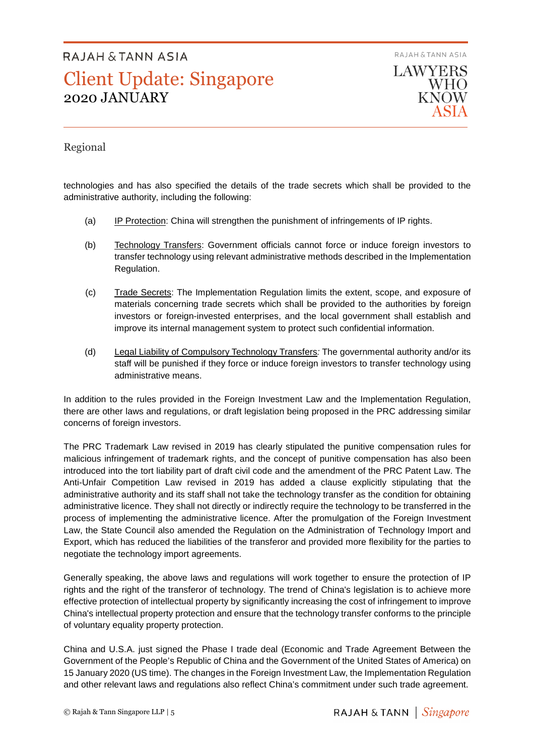technologies and has also specified the details of the trade secrets which shall be provided to the administrative authority, including the following:

(a) IP Protection: China will strengthen the punishment of infringements of IP rights.

(b) Technology Transfers: Government officials cannot force or induce foreign investors to transfer technology using relevant administrative methods described in the Implementation Regulation.

(c) Trade Secrets: The Implementation Regulation limits the extent, scope, and exposure of materials concerning trade secrets which shall be provided to the authorities by foreign investors or foreign-invested enterprises, and the local government shall establish and improve its internal management system to protect such confidential information.

(d) Legal Liability of Compulsory Technology Transfers*:* The governmental authority and/or its staff will be punished if they force or induce foreign investors to transfer technology using administrative means.

In addition to the rules provided in the Foreign Investment Law and the Implementation Regulation, there are other laws and regulations, or draft legislation being proposed in the PRC addressing similar concerns of foreign investors.

The PRC Trademark Law revised in 2019 has clearly stipulated the punitive compensation rules for malicious infringement of trademark rights, and the concept of punitive compensation has also been introduced into the tort liability part of draft civil code and the amendment of the PRC Patent Law. The Anti-Unfair Competition Law revised in 2019 has added a clause explicitly stipulating that the administrative authority and its staff shall not take the technology transfer as the condition for obtaining administrative licence. They shall not directly or indirectly require the technology to be transferred in the process of implementing the administrative licence. After the promulgation of the Foreign Investment Law, the State Council also amended the Regulation on the Administration of Technology Import and Export, which has reduced the liabilities of the transferor and provided more flexibility for the parties to negotiate the technology import agreements.

Generally speaking, the above laws and regulations will work together to ensure the protection of IP rights and the right of the transferor of technology. The trend of China's legislation is to achieve more effective protection of intellectual property by significantly increasing the cost of infringement to improve China's intellectual property protection and ensure that the technology transfer conforms to the principle of voluntary equality property protection.

China and U.S.A. just signed the Phase I trade deal (Economic and Trade Agreement Between the Government of the People's Republic of China and the Government of the United States of America) on 15 January 2020 (US time). The changes in the Foreign Investment Law, the Implementation Regulation and other relevant laws and regulations also reflect China's commitment under such trade agreement.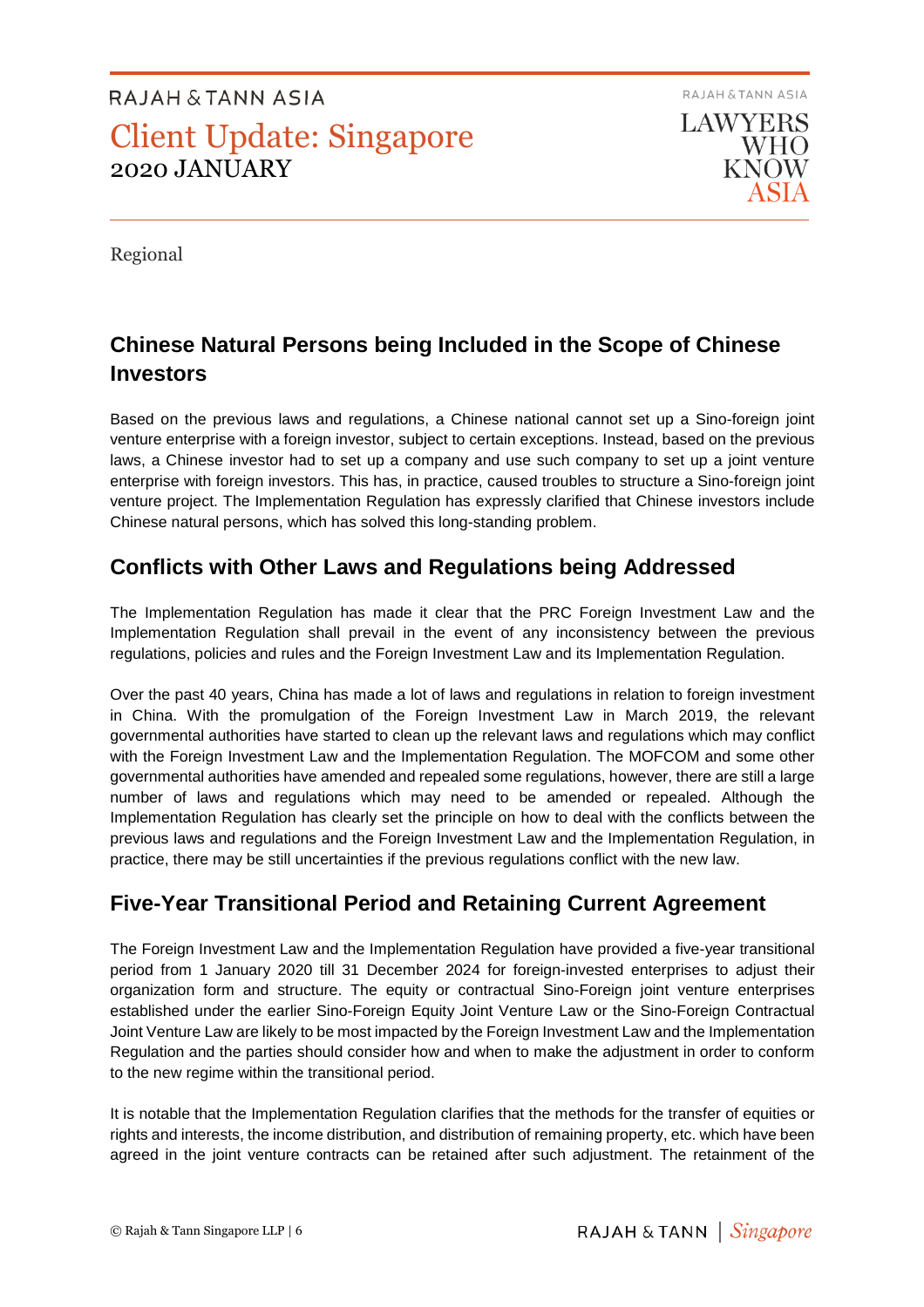Regional

## Chinese Natural Persons being Included in the Scope of Chinese Investors

Based on the previous laws and regulations, a Chinese national cannot set up a Sino-foreign joint venture enterprise with a foreign investor, subject to certain exceptions. Instead, based on the previous laws, a Chinese investor had to set up a company and use such company to set up a joint venture enterprise with foreign investors. This has, in practice, caused troubles to structure a Sino-foreign joint venture project. The Implementation Regulation has expressly clarified that Chinese investors include Chinese natural persons, which has solved this long-standing problem.

## Conflicts with Other Laws and Regulations being Addressed

The Implementation Regulation has made it clear that the PRC Foreign Investment Law and the Implementation Regulation shall prevail in the event of any inconsistency between the previous regulations, policies and rules and the Foreign Investment Law and its Implementation Regulation.

Over the past 40 years, China has made a lot of laws and regulations in relation to foreign investment in China. With the promulgation of the Foreign Investment Law in March 2019, the relevant governmental authorities have started to clean up the relevant laws and regulations which may conflict with the Foreign Investment Law and the Implementation Regulation. The MOFCOM and some other governmental authorities have amended and repealed some regulations, however, there are still a large number of laws and regulations which may need to be amended or repealed. Although the Implementation Regulation has clearly set the principle on how to deal with the conflicts between the previous laws and regulations and the Foreign Investment Law and the Implementation Regulation, in practice, there may be still uncertainties if the previous regulations conflict with the new law.

## Five-Year Transitional Period and Retaining Current Agreement

The Foreign Investment Law and the Implementation Regulation have provided a five-year transitional period from 1 January 2020 till 31 December 2024 for foreign-invested enterprises to adjust their organization form and structure. The equity or contractual Sino-Foreign joint venture enterprises established under the earlier Sino-Foreign Equity Joint Venture Law or the Sino-Foreign Contractual Joint Venture Law are likely to be most impacted by the Foreign Investment Law and the Implementation Regulation and the parties should consider how and when to make the adjustment in order to conform to the new regime within the transitional period.

It is notable that the Implementation Regulation clarifies that the methods for the transfer of equities or rights and interests, the income distribution, and distribution of remaining property, etc. which have been agreed in the joint venture contracts can be retained after such adjustment. The retainment of the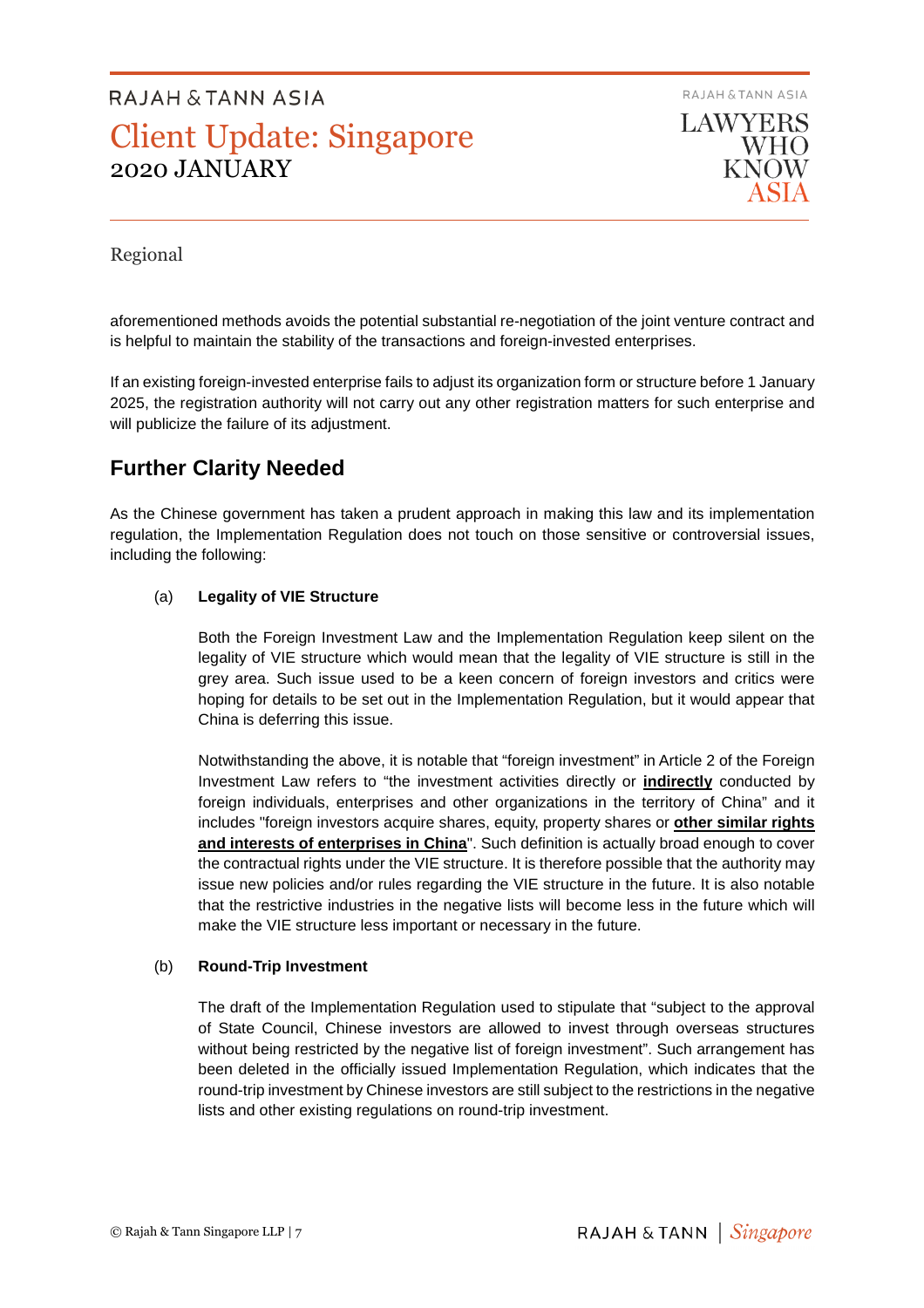Regional

aforementioned methods avoids the potential substantial re-negotiation of the joint venture contract and is helpful to maintain the stability of the transactions and foreign-invested enterprises.

If an existing foreign-invested enterprise fails to adjust its organization form or structure before 1 January 2025, the registration authority will not carry out any other registration matters for such enterprise and will publicize the failure of its adjustment.

## Further Clarity Needed

As the Chinese government has taken a prudent approach in making this law and its implementation regulation, the Implementation Regulation does not touch on those sensitive or controversial issues, including the following:

(a) **Legality of VIE Structure**

Both the Foreign Investment Law and the Implementation Regulation keep silent on the legality of VIE structure which would mean that the legality of VIE structure is still in the grey area. Such issue used to be a keen concern of foreign investors and critics were hoping for details to be set out in the Implementation Regulation, but it would appear that China is deferring this issue.

Notwithstanding the above, it is notable that "foreign investment" in Article 2 of the Foreign Investment Law refers to "the investment activities directly or **<u>indirectly</u>** conducted by foreign individuals, enterprises and other organizations in the territory of China" and it includes "foreign investors acquire shares, equity, property shares or **<u>other similar rights and interests of enterprises in China</u>**". Such definition is actually broad enough to cover the contractual rights under the VIE structure. It is therefore possible that the authority may issue new policies and/or rules regarding the VIE structure in the future. It is also notable that the restrictive industries in the negative lists will become less in the future which will make the VIE structure less important or necessary in the future.

(b) **Round-Trip Investment**

The draft of the Implementation Regulation used to stipulate that "subject to the approval of State Council, Chinese investors are allowed to invest through overseas structures without being restricted by the negative list of foreign investment". Such arrangement has been deleted in the officially issued Implementation Regulation, which indicates that the round-trip investment by Chinese investors are still subject to the restrictions in the negative lists and other existing regulations on round-trip investment.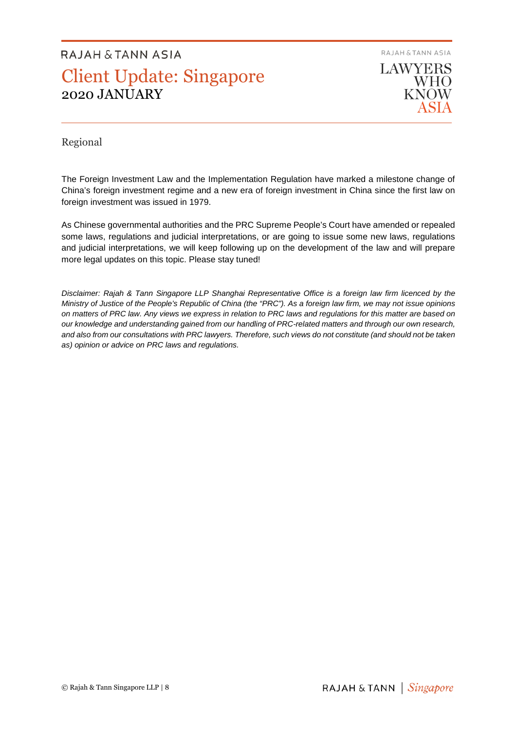Regional

The Foreign Investment Law and the Implementation Regulation have marked a milestone change of China's foreign investment regime and a new era of foreign investment in China since the first law on foreign investment was issued in 1979.

As Chinese governmental authorities and the PRC Supreme People's Court have amended or repealed some laws, regulations and judicial interpretations, or are going to issue some new laws, regulations and judicial interpretations, we will keep following up on the development of the law and will prepare more legal updates on this topic. Please stay tuned!

*Disclaimer: Rajah & Tann Singapore LLP Shanghai Representative Office is a foreign law firm licenced by the Ministry of Justice of the People's Republic of China (the "PRC"). As a foreign law firm, we may not issue opinions on matters of PRC law. Any views we express in relation to PRC laws and regulations for this matter are based on our knowledge and understanding gained from our handling of PRC-related matters and through our own research, and also from our consultations with PRC lawyers. Therefore, such views do not constitute (and should not be taken as) opinion or advice on PRC laws and regulations.*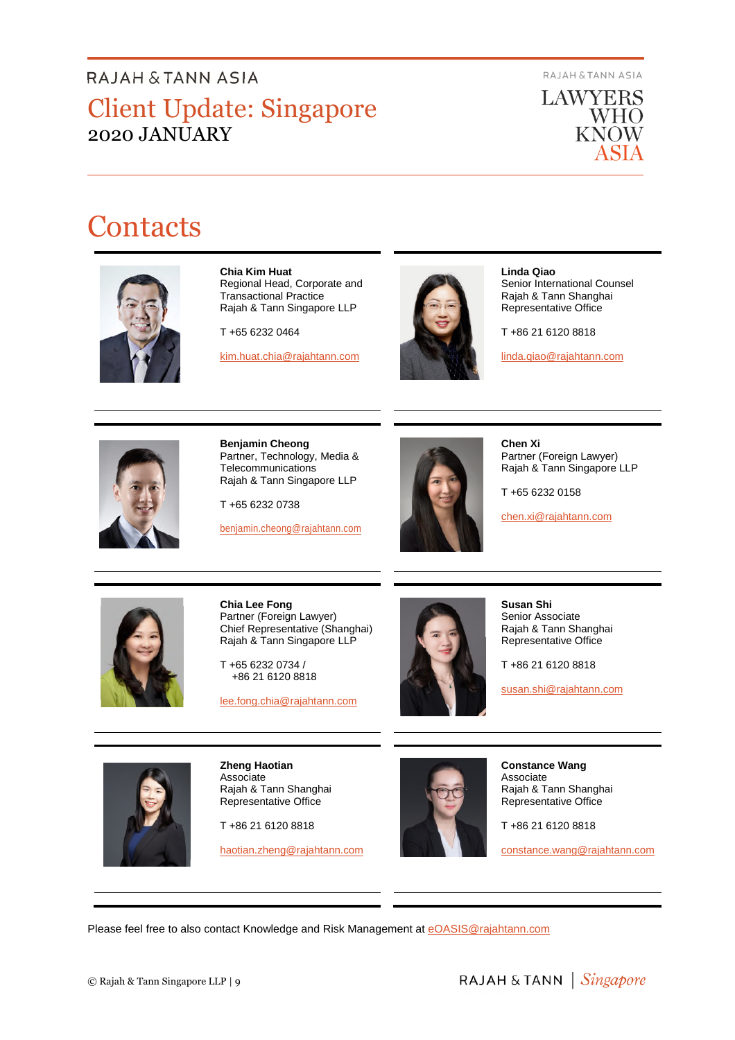# Contacts

**Chia Kim Huat**
Regional Head, Corporate and Transactional Practice
Rajah & Tann Singapore LLP

T +65 6232 0464

kim.huat.chia@rajahtann.com

**Linda Qiao**
Senior International Counsel
Rajah & Tann Shanghai Representative Office

T +86 21 6120 8818

linda.qiao@rajahtann.com

**Benjamin Cheong**
Partner, Technology, Media & Telecommunications
Rajah & Tann Singapore LLP

T +65 6232 0738

benjamin.cheong@rajahtann.com

**Chen Xi**
Partner (Foreign Lawyer)
Rajah & Tann Singapore LLP

T +65 6232 0158

chen.xi@rajahtann.com

**Chia Lee Fong**
Partner (Foreign Lawyer)
Chief Representative (Shanghai)
Rajah & Tann Singapore LLP

T +65 6232 0734 /
+86 21 6120 8818

lee.fong.chia@rajahtann.com

**Susan Shi**
Senior Associate
Rajah & Tann Shanghai Representative Office

T +86 21 6120 8818

susan.shi@rajahtann.com

**Zheng Haotian**
Associate
Rajah & Tann Shanghai Representative Office

T +86 21 6120 8818

haotian.zheng@rajahtann.com

**Constance Wang**
Associate
Rajah & Tann Shanghai Representative Office

T +86 21 6120 8818

constance.wang@rajahtann.com

Please feel free to also contact Knowledge and Risk Management at eOASIS@rajahtann.com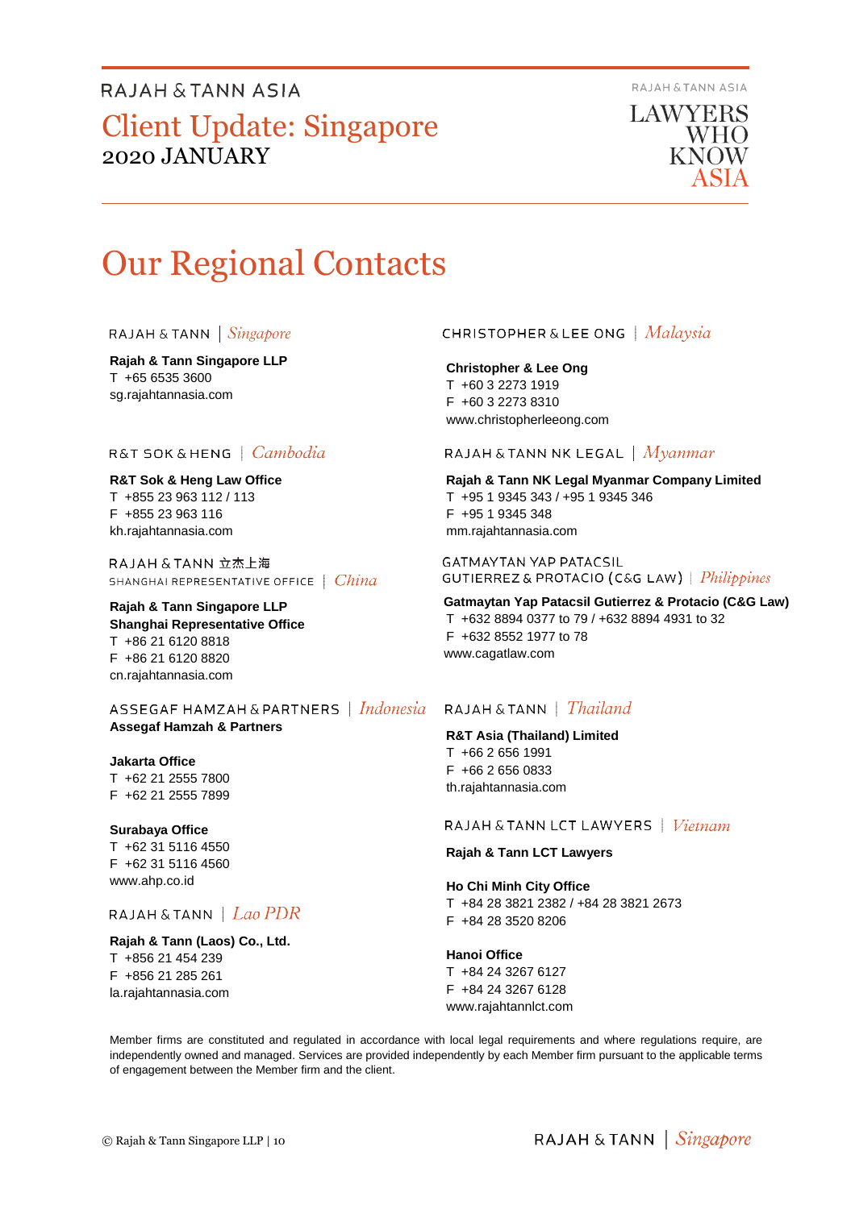# Our Regional Contacts

RAJAH & TANN | *Singapore*

**Rajah & Tann Singapore LLP**
T +65 6535 3600
sg.rajahtannasia.com

R&T SOK & HENG | *Cambodia*

**R&T Sok & Heng Law Office**
T +855 23 963 112 / 113
F +855 23 963 116
kh.rajahtannasia.com

RAJAH & TANN 立杰上海
SHANGHAI REPRESENTATIVE OFFICE | *China*

**Rajah & Tann Singapore LLP**
**Shanghai Representative Office**
T +86 21 6120 8818
F +86 21 6120 8820
cn.rajahtannasia.com

ASSEGAF HAMZAH & PARTNERS | *Indonesia*

**Assegaf Hamzah & Partners**

**Jakarta Office**
T +62 21 2555 7800
F +62 21 2555 7899

**Surabaya Office**
T +62 31 5116 4550
F +62 31 5116 4560
www.ahp.co.id

RAJAH & TANN | *Lao PDR*

**Rajah & Tann (Laos) Co., Ltd.**
T +856 21 454 239
F +856 21 285 261
la.rajahtannasia.com

CHRISTOPHER & LEE ONG | *Malaysia*

**Christopher & Lee Ong**
T +60 3 2273 1919
F +60 3 2273 8310
www.christopherleeong.com

RAJAH & TANN NK LEGAL | *Myanmar*

**Rajah & Tann NK Legal Myanmar Company Limited**
T +95 1 9345 343 / +95 1 9345 346
F +95 1 9345 348
mm.rajahtannasia.com

GATMAYTAN YAP PATACSIL
GUTIERREZ & PROTACIO (C&G LAW) | *Philippines*

**Gatmaytan Yap Patacsil Gutierrez & Protacio (C&G Law)**
T +632 8894 0377 to 79 / +632 8894 4931 to 32
F +632 8552 1977 to 78
www.cagatlaw.com

RAJAH & TANN | *Thailand*

**R&T Asia (Thailand) Limited**
T +66 2 656 1991
F +66 2 656 0833
th.rajahtannasia.com

RAJAH & TANN LCT LAWYERS | *Vietnam*

**Rajah & Tann LCT Lawyers**

**Ho Chi Minh City Office**
T +84 28 3821 2382 / +84 28 3821 2673
F +84 28 3520 8206

**Hanoi Office**
T +84 24 3267 6127
F +84 24 3267 6128
www.rajahtannlct.com

Member firms are constituted and regulated in accordance with local legal requirements and where regulations require, are independently owned and managed. Services are provided independently by each Member firm pursuant to the applicable terms of engagement between the Member firm and the client.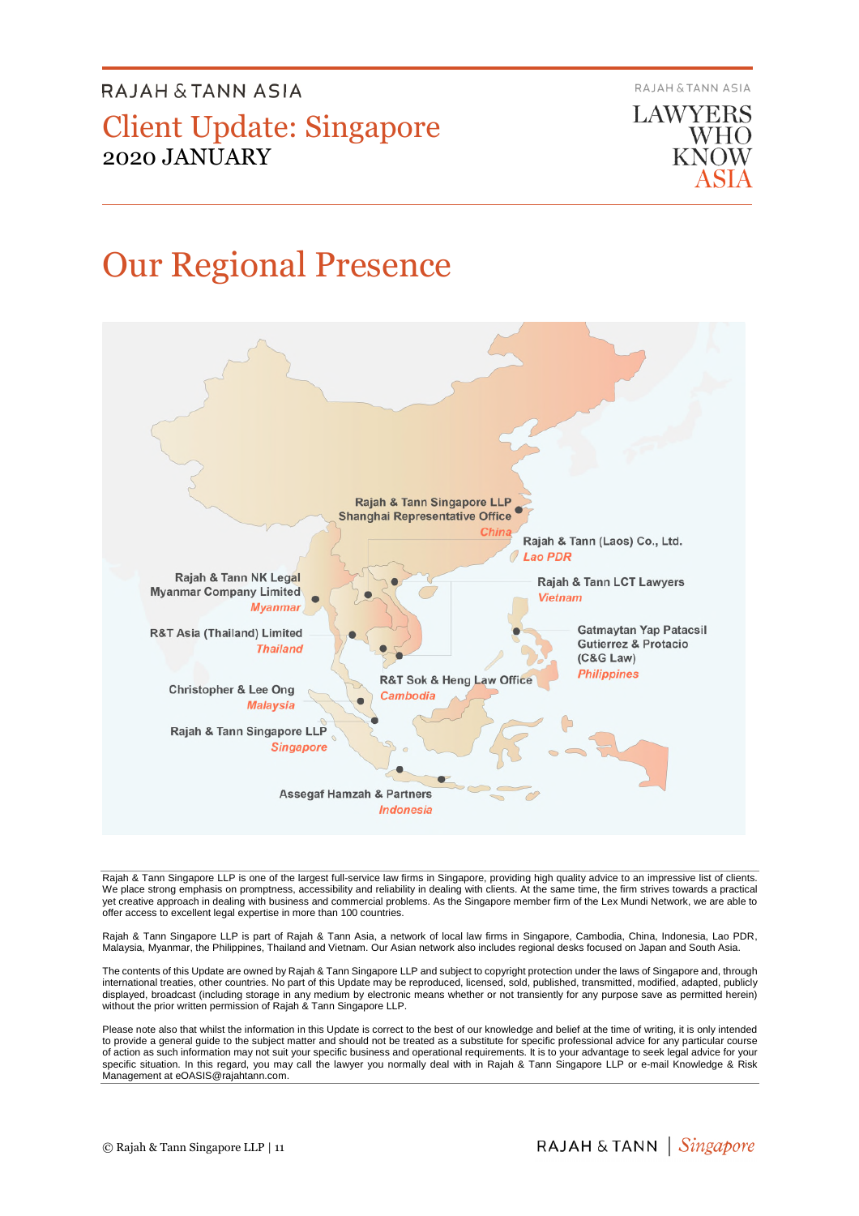# Our Regional Presence

Rajah & Tann Singapore LLP
Shanghai Representative Office
*China*

Rajah & Tann (Laos) Co., Ltd.
*Lao PDR*

Rajah & Tann NK Legal Myanmar Company Limited
*Myanmar*

Rajah & Tann LCT Lawyers
*Vietnam*

R&T Asia (Thailand) Limited
*Thailand*

Gatmaytan Yap Patacsil Gutierrez & Protacio (C&G Law)
*Philippines*

R&T Sok & Heng Law Office
*Cambodia*

Christopher & Lee Ong
*Malaysia*

Rajah & Tann Singapore LLP
*Singapore*

Assegaf Hamzah & Partners
*Indonesia*

Rajah & Tann Singapore LLP is one of the largest full-service law firms in Singapore, providing high quality advice to an impressive list of clients. We place strong emphasis on promptness, accessibility and reliability in dealing with clients. At the same time, the firm strives towards a practical yet creative approach in dealing with business and commercial problems. As the Singapore member firm of the Lex Mundi Network, we are able to offer access to excellent legal expertise in more than 100 countries.

Rajah & Tann Singapore LLP is part of Rajah & Tann Asia, a network of local law firms in Singapore, Cambodia, China, Indonesia, Lao PDR, Malaysia, Myanmar, the Philippines, Thailand and Vietnam. Our Asian network also includes regional desks focused on Japan and South Asia.

The contents of this Update are owned by Rajah & Tann Singapore LLP and subject to copyright protection under the laws of Singapore and, through international treaties, other countries. No part of this Update may be reproduced, licensed, sold, published, transmitted, modified, adapted, publicly displayed, broadcast (including storage in any medium by electronic means whether or not transiently for any purpose save as permitted herein) without the prior written permission of Rajah & Tann Singapore LLP.

Please note also that whilst the information in this Update is correct to the best of our knowledge and belief at the time of writing, it is only intended to provide a general guide to the subject matter and should not be treated as a substitute for specific professional advice for any particular course of action as such information may not suit your specific business and operational requirements. It is to your advantage to seek legal advice for your specific situation. In this regard, you may call the lawyer you normally deal with in Rajah & Tann Singapore LLP or e-mail Knowledge & Risk Management at eOASIS@rajahtann.com.